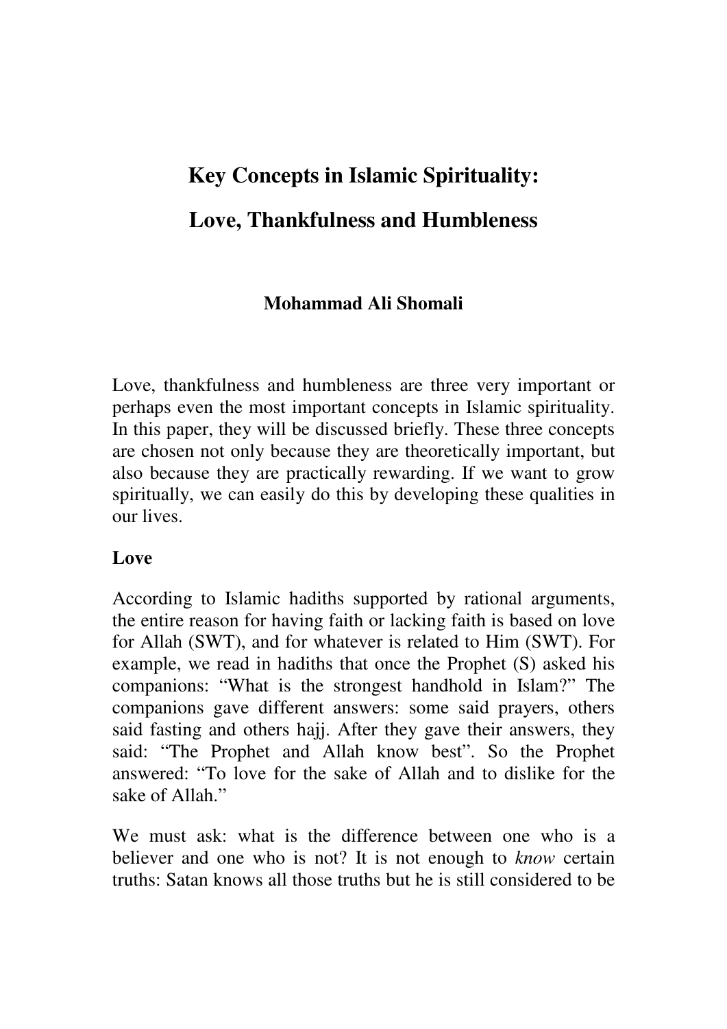# Key Concepts in Islamic Spirituality:

# Love, Thankfulness and Humbleness

**Mohammad Ali Shomali**

Love, thankfulness and humbleness are three very important or perhaps even the most important concepts in Islamic spirituality. In this paper, they will be discussed briefly. These three concepts are chosen not only because they are theoretically important, but also because they are practically rewarding. If we want to grow spiritually, we can easily do this by developing these qualities in our lives.

## Love

According to Islamic hadiths supported by rational arguments, the entire reason for having faith or lacking faith is based on love for Allah (SWT), and for whatever is related to Him (SWT). For example, we read in hadiths that once the Prophet (S) asked his companions: "What is the strongest handhold in Islam?" The companions gave different answers: some said prayers, others said fasting and others hajj. After they gave their answers, they said: "The Prophet and Allah know best". So the Prophet answered: "To love for the sake of Allah and to dislike for the sake of Allah."

We must ask: what is the difference between one who is a believer and one who is not? It is not enough to *know* certain truths: Satan knows all those truths but he is still considered to be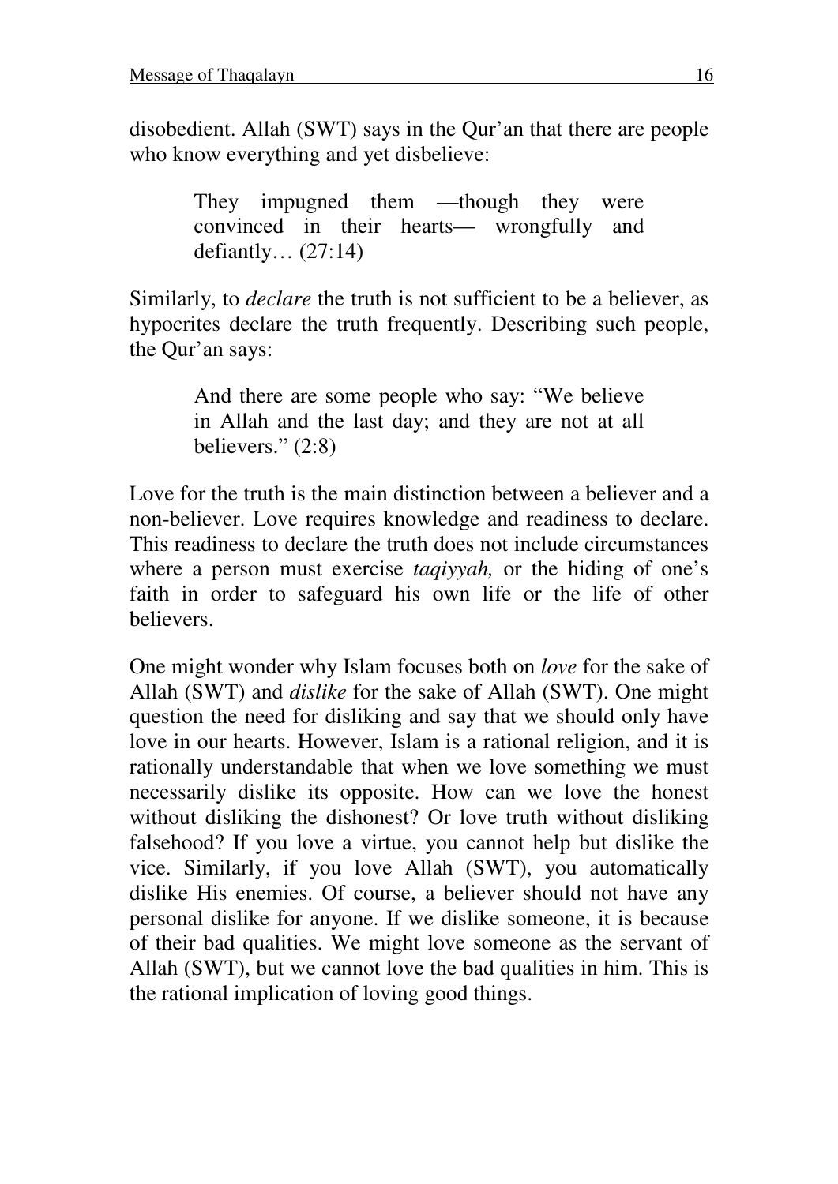disobedient. Allah (SWT) says in the Qur'an that there are people who know everything and yet disbelieve:

> They impugned them —though they were convinced in their hearts— wrongfully and defiantly… (27:14)

Similarly, to *declare* the truth is not sufficient to be a believer, as hypocrites declare the truth frequently. Describing such people, the Qur'an says:

> And there are some people who say: "We believe in Allah and the last day; and they are not at all believers." (2:8)

Love for the truth is the main distinction between a believer and a non-believer. Love requires knowledge and readiness to declare. This readiness to declare the truth does not include circumstances where a person must exercise *taqiyyah,* or the hiding of one's faith in order to safeguard his own life or the life of other believers.

One might wonder why Islam focuses both on *love* for the sake of Allah (SWT) and *dislike* for the sake of Allah (SWT). One might question the need for disliking and say that we should only have love in our hearts. However, Islam is a rational religion, and it is rationally understandable that when we love something we must necessarily dislike its opposite. How can we love the honest without disliking the dishonest? Or love truth without disliking falsehood? If you love a virtue, you cannot help but dislike the vice. Similarly, if you love Allah (SWT), you automatically dislike His enemies. Of course, a believer should not have any personal dislike for anyone. If we dislike someone, it is because of their bad qualities. We might love someone as the servant of Allah (SWT), but we cannot love the bad qualities in him. This is the rational implication of loving good things.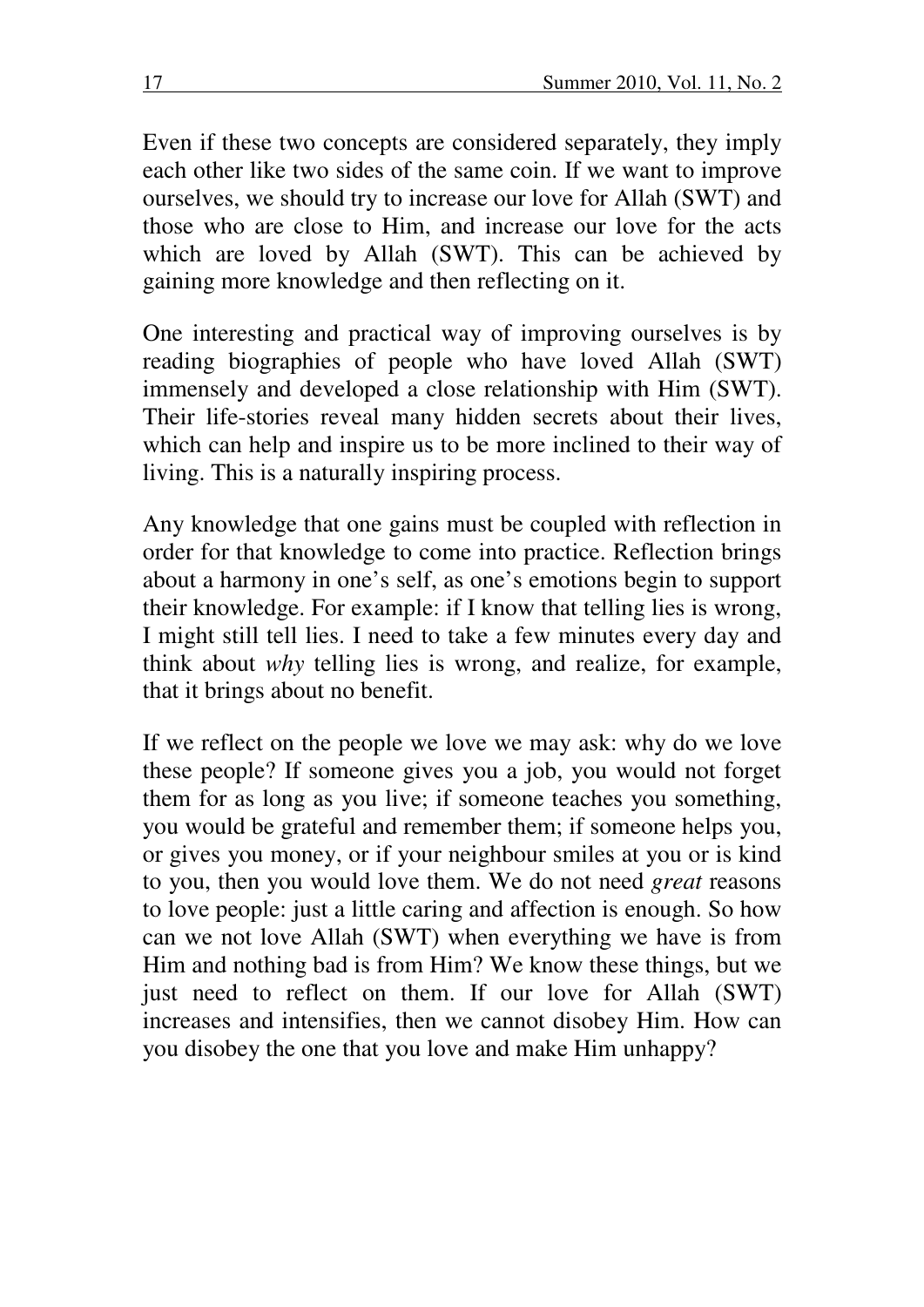Even if these two concepts are considered separately, they imply each other like two sides of the same coin. If we want to improve ourselves, we should try to increase our love for Allah (SWT) and those who are close to Him, and increase our love for the acts which are loved by Allah (SWT). This can be achieved by gaining more knowledge and then reflecting on it.

One interesting and practical way of improving ourselves is by reading biographies of people who have loved Allah (SWT) immensely and developed a close relationship with Him (SWT). Their life-stories reveal many hidden secrets about their lives, which can help and inspire us to be more inclined to their way of living. This is a naturally inspiring process.

Any knowledge that one gains must be coupled with reflection in order for that knowledge to come into practice. Reflection brings about a harmony in one's self, as one's emotions begin to support their knowledge. For example: if I know that telling lies is wrong, I might still tell lies. I need to take a few minutes every day and think about *why* telling lies is wrong, and realize, for example, that it brings about no benefit.

If we reflect on the people we love we may ask: why do we love these people? If someone gives you a job, you would not forget them for as long as you live; if someone teaches you something, you would be grateful and remember them; if someone helps you, or gives you money, or if your neighbour smiles at you or is kind to you, then you would love them. We do not need *great* reasons to love people: just a little caring and affection is enough. So how can we not love Allah (SWT) when everything we have is from Him and nothing bad is from Him? We know these things, but we just need to reflect on them. If our love for Allah (SWT) increases and intensifies, then we cannot disobey Him. How can you disobey the one that you love and make Him unhappy?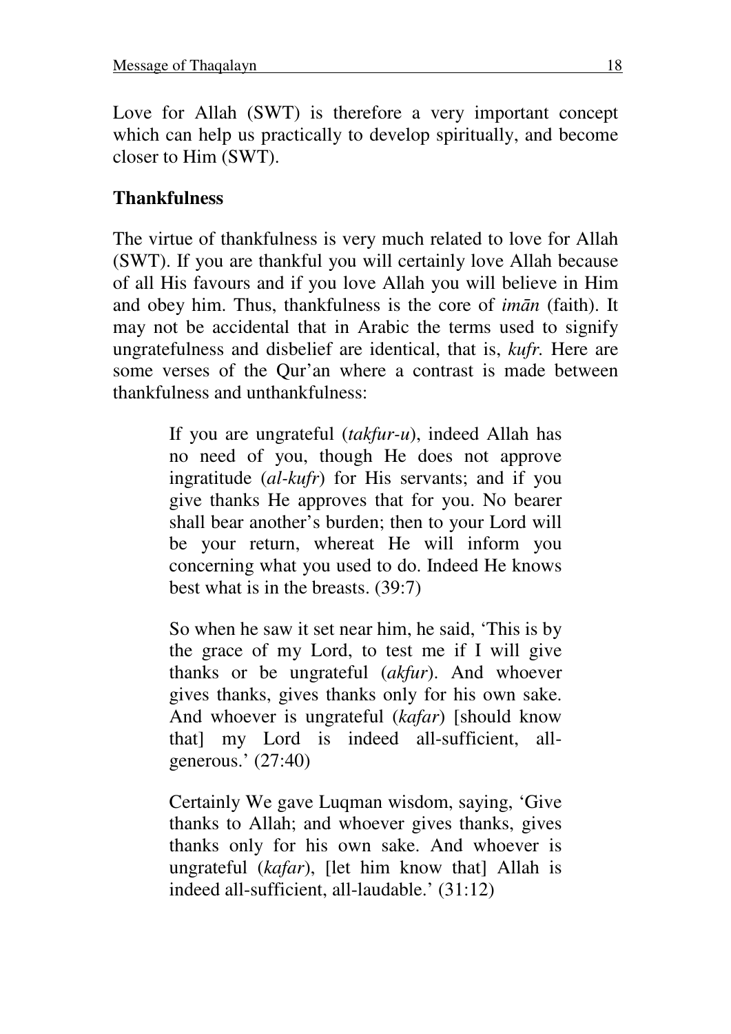Love for Allah (SWT) is therefore a very important concept which can help us practically to develop spiritually, and become closer to Him (SWT).

### Thankfulness

The virtue of thankfulness is very much related to love for Allah (SWT). If you are thankful you will certainly love Allah because of all His favours and if you love Allah you will believe in Him and obey him. Thus, thankfulness is the core of *imān* (faith). It may not be accidental that in Arabic the terms used to signify ungratefulness and disbelief are identical, that is, *kufr.* Here are some verses of the Qur'an where a contrast is made between thankfulness and unthankfulness:

> If you are ungrateful (*takfur-u*), indeed Allah has no need of you, though He does not approve ingratitude (*al-kufr*) for His servants; and if you give thanks He approves that for you. No bearer shall bear another's burden; then to your Lord will be your return, whereat He will inform you concerning what you used to do. Indeed He knows best what is in the breasts. (39:7)

> So when he saw it set near him, he said, 'This is by the grace of my Lord, to test me if I will give thanks or be ungrateful (*akfur*). And whoever gives thanks, gives thanks only for his own sake. And whoever is ungrateful (*kafar*) [should know that] my Lord is indeed all-sufficient, all-generous.' (27:40)

> Certainly We gave Luqman wisdom, saying, 'Give thanks to Allah; and whoever gives thanks, gives thanks only for his own sake. And whoever is ungrateful (*kafar*), [let him know that] Allah is indeed all-sufficient, all-laudable.' (31:12)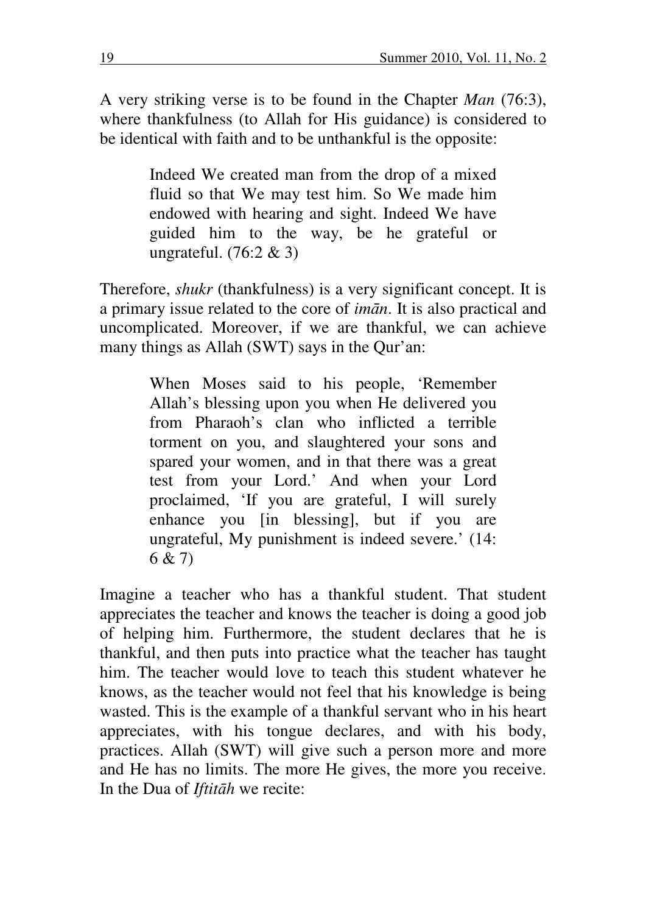A very striking verse is to be found in the Chapter *Man* (76:3), where thankfulness (to Allah for His guidance) is considered to be identical with faith and to be unthankful is the opposite:

> Indeed We created man from the drop of a mixed fluid so that We may test him. So We made him endowed with hearing and sight. Indeed We have guided him to the way, be he grateful or ungrateful. (76:2 & 3)

Therefore, *shukr* (thankfulness) is a very significant concept. It is a primary issue related to the core of *imān*. It is also practical and uncomplicated. Moreover, if we are thankful, we can achieve many things as Allah (SWT) says in the Qur'an:

> When Moses said to his people, 'Remember Allah's blessing upon you when He delivered you from Pharaoh's clan who inflicted a terrible torment on you, and slaughtered your sons and spared your women, and in that there was a great test from your Lord.' And when your Lord proclaimed, 'If you are grateful, I will surely enhance you [in blessing], but if you are ungrateful, My punishment is indeed severe.' (14: 6 & 7)

Imagine a teacher who has a thankful student. That student appreciates the teacher and knows the teacher is doing a good job of helping him. Furthermore, the student declares that he is thankful, and then puts into practice what the teacher has taught him. The teacher would love to teach this student whatever he knows, as the teacher would not feel that his knowledge is being wasted. This is the example of a thankful servant who in his heart appreciates, with his tongue declares, and with his body, practices. Allah (SWT) will give such a person more and more and He has no limits. The more He gives, the more you receive. In the Dua of *Iftitāh* we recite: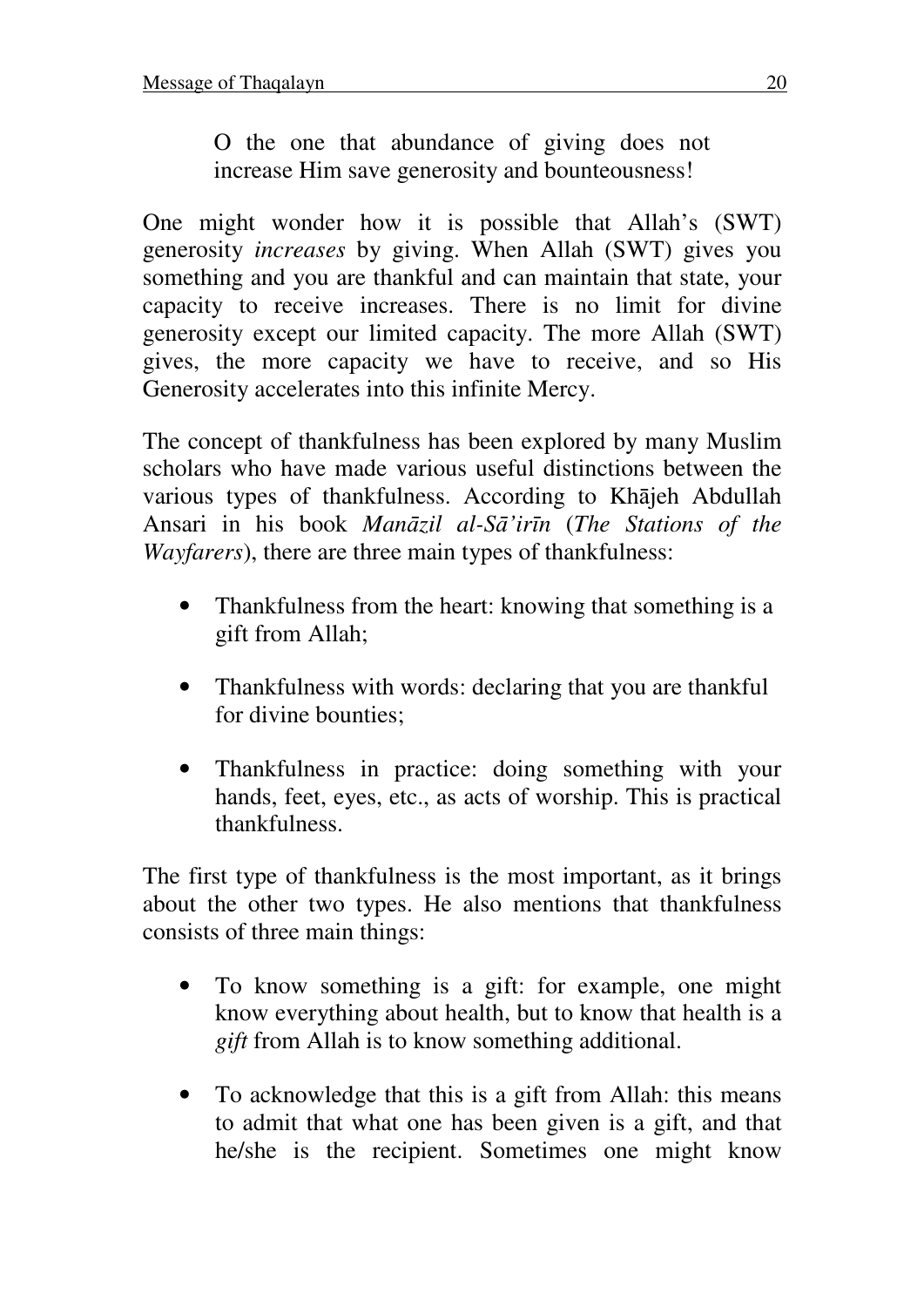> O the one that abundance of giving does not increase Him save generosity and bounteousness!

One might wonder how it is possible that Allah's (SWT) generosity *increases* by giving. When Allah (SWT) gives you something and you are thankful and can maintain that state, your capacity to receive increases. There is no limit for divine generosity except our limited capacity. The more Allah (SWT) gives, the more capacity we have to receive, and so His Generosity accelerates into this infinite Mercy.

The concept of thankfulness has been explored by many Muslim scholars who have made various useful distinctions between the various types of thankfulness. According to Khājeh Abdullah Ansari in his book *Manāzil al-Sā'irīn* (*The Stations of the Wayfarers*), there are three main types of thankfulness:

- Thankfulness from the heart: knowing that something is a gift from Allah;
- Thankfulness with words: declaring that you are thankful for divine bounties;
- Thankfulness in practice: doing something with your hands, feet, eyes, etc., as acts of worship. This is practical thankfulness.

The first type of thankfulness is the most important, as it brings about the other two types. He also mentions that thankfulness consists of three main things:

- To know something is a gift: for example, one might know everything about health, but to know that health is a *gift* from Allah is to know something additional.
- To acknowledge that this is a gift from Allah: this means to admit that what one has been given is a gift, and that he/she is the recipient. Sometimes one might know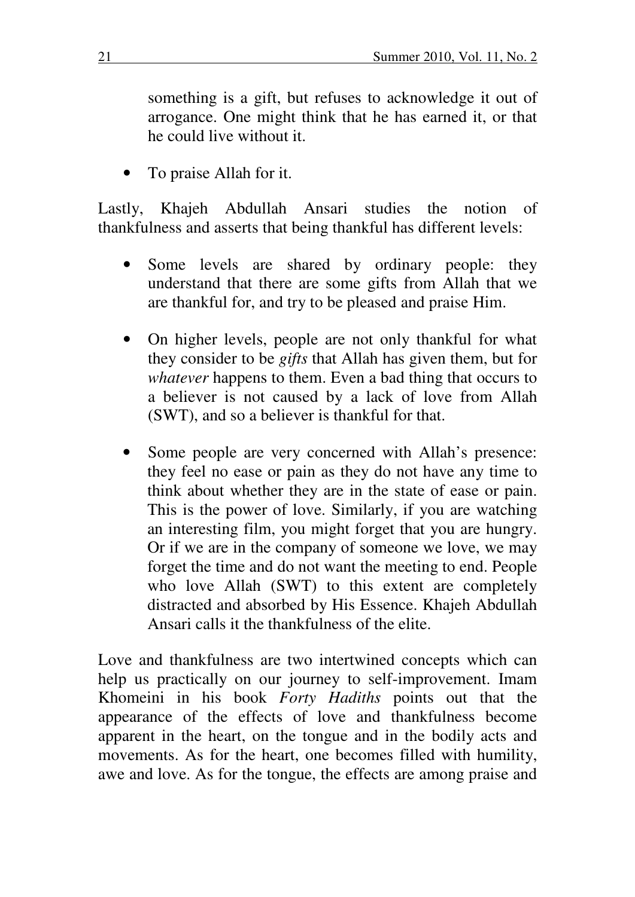something is a gift, but refuses to acknowledge it out of arrogance. One might think that he has earned it, or that he could live without it.

- To praise Allah for it.

Lastly, Khajeh Abdullah Ansari studies the notion of thankfulness and asserts that being thankful has different levels:

- Some levels are shared by ordinary people: they understand that there are some gifts from Allah that we are thankful for, and try to be pleased and praise Him.

- On higher levels, people are not only thankful for what they consider to be *gifts* that Allah has given them, but for *whatever* happens to them. Even a bad thing that occurs to a believer is not caused by a lack of love from Allah (SWT), and so a believer is thankful for that.

- Some people are very concerned with Allah's presence: they feel no ease or pain as they do not have any time to think about whether they are in the state of ease or pain. This is the power of love. Similarly, if you are watching an interesting film, you might forget that you are hungry. Or if we are in the company of someone we love, we may forget the time and do not want the meeting to end. People who love Allah (SWT) to this extent are completely distracted and absorbed by His Essence. Khajeh Abdullah Ansari calls it the thankfulness of the elite.

Love and thankfulness are two intertwined concepts which can help us practically on our journey to self-improvement. Imam Khomeini in his book *Forty Hadiths* points out that the appearance of the effects of love and thankfulness become apparent in the heart, on the tongue and in the bodily acts and movements. As for the heart, one becomes filled with humility, awe and love. As for the tongue, the effects are among praise and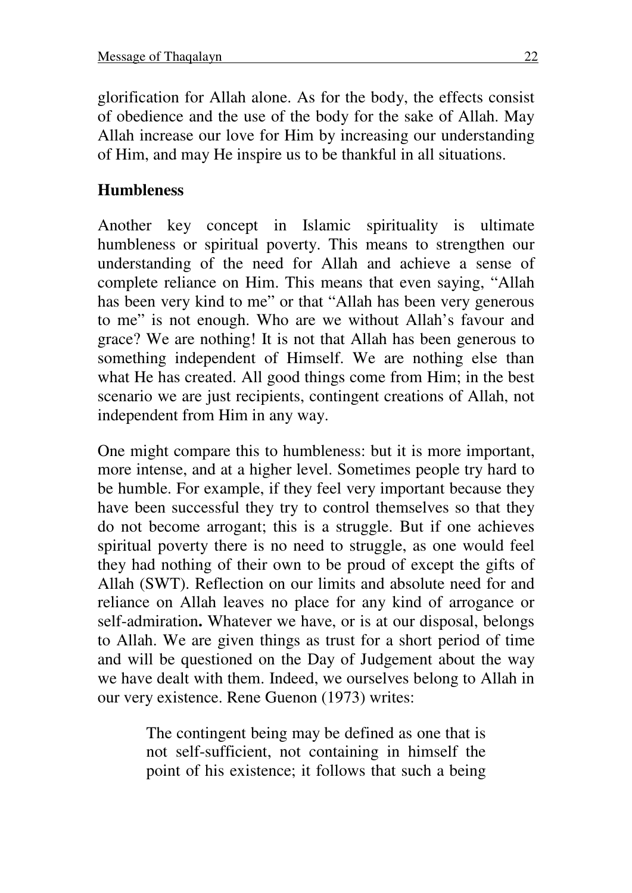glorification for Allah alone. As for the body, the effects consist of obedience and the use of the body for the sake of Allah. May Allah increase our love for Him by increasing our understanding of Him, and may He inspire us to be thankful in all situations.

## Humbleness

Another key concept in Islamic spirituality is ultimate humbleness or spiritual poverty. This means to strengthen our understanding of the need for Allah and achieve a sense of complete reliance on Him. This means that even saying, "Allah has been very kind to me" or that "Allah has been very generous to me" is not enough. Who are we without Allah's favour and grace? We are nothing! It is not that Allah has been generous to something independent of Himself. We are nothing else than what He has created. All good things come from Him; in the best scenario we are just recipients, contingent creations of Allah, not independent from Him in any way.

One might compare this to humbleness: but it is more important, more intense, and at a higher level. Sometimes people try hard to be humble. For example, if they feel very important because they have been successful they try to control themselves so that they do not become arrogant; this is a struggle. But if one achieves spiritual poverty there is no need to struggle, as one would feel they had nothing of their own to be proud of except the gifts of Allah (SWT). Reflection on our limits and absolute need for and reliance on Allah leaves no place for any kind of arrogance or self-admiration**.** Whatever we have, or is at our disposal, belongs to Allah. We are given things as trust for a short period of time and will be questioned on the Day of Judgement about the way we have dealt with them. Indeed, we ourselves belong to Allah in our very existence. Rene Guenon (1973) writes:

> The contingent being may be defined as one that is not self-sufficient, not containing in himself the point of his existence; it follows that such a being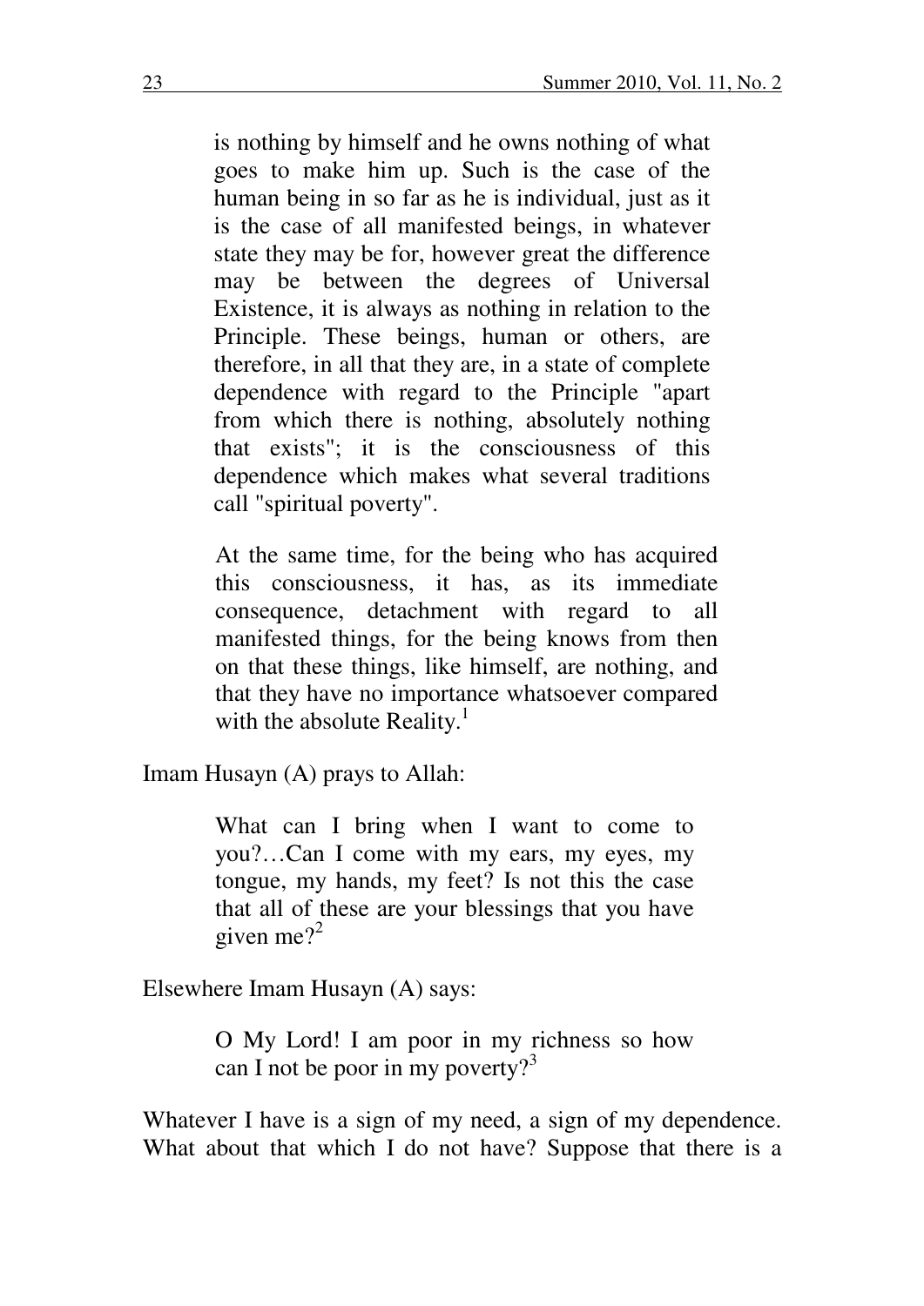> is nothing by himself and he owns nothing of what goes to make him up. Such is the case of the human being in so far as he is individual, just as it is the case of all manifested beings, in whatever state they may be for, however great the difference may be between the degrees of Universal Existence, it is always as nothing in relation to the Principle. These beings, human or others, are therefore, in all that they are, in a state of complete dependence with regard to the Principle "apart from which there is nothing, absolutely nothing that exists"; it is the consciousness of this dependence which makes what several traditions call "spiritual poverty".
>
> At the same time, for the being who has acquired this consciousness, it has, as its immediate consequence, detachment with regard to all manifested things, for the being knows from then on that these things, like himself, are nothing, and that they have no importance whatsoever compared with the absolute Reality.[1]

Imam Husayn (A) prays to Allah:

> What can I bring when I want to come to you?…Can I come with my ears, my eyes, my tongue, my hands, my feet? Is not this the case that all of these are your blessings that you have given me?[2]

Elsewhere Imam Husayn (A) says:

> O My Lord! I am poor in my richness so how can I not be poor in my poverty?[3]

Whatever I have is a sign of my need, a sign of my dependence. What about that which I do not have? Suppose that there is a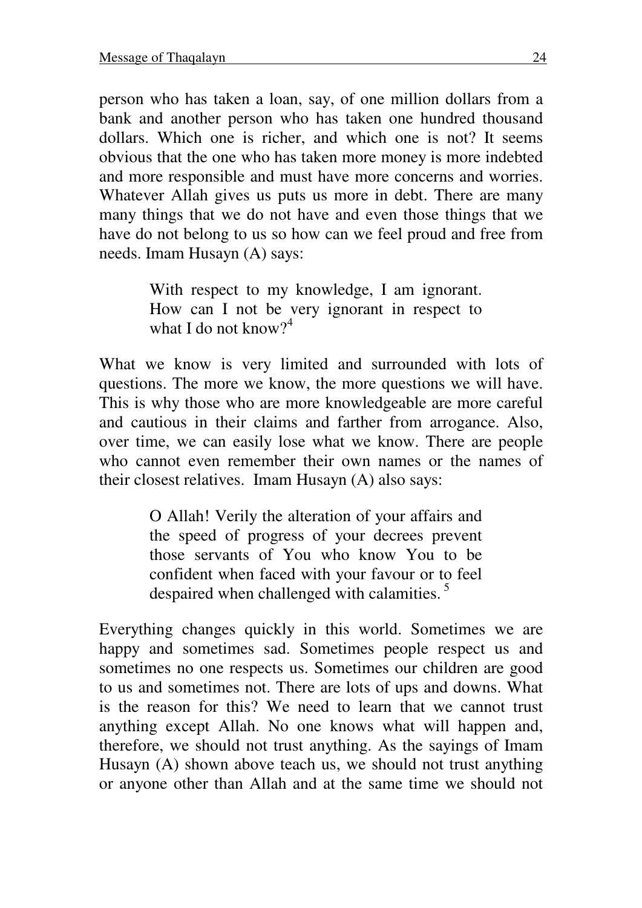person who has taken a loan, say, of one million dollars from a bank and another person who has taken one hundred thousand dollars. Which one is richer, and which one is not? It seems obvious that the one who has taken more money is more indebted and more responsible and must have more concerns and worries. Whatever Allah gives us puts us more in debt. There are many many things that we do not have and even those things that we have do not belong to us so how can we feel proud and free from needs. Imam Husayn (A) says:

> With respect to my knowledge, I am ignorant. How can I not be very ignorant in respect to what I do not know?[4]

What we know is very limited and surrounded with lots of questions. The more we know, the more questions we will have. This is why those who are more knowledgeable are more careful and cautious in their claims and farther from arrogance. Also, over time, we can easily lose what we know. There are people who cannot even remember their own names or the names of their closest relatives. Imam Husayn (A) also says:

> O Allah! Verily the alteration of your affairs and the speed of progress of your decrees prevent those servants of You who know You to be confident when faced with your favour or to feel despaired when challenged with calamities.[5]

Everything changes quickly in this world. Sometimes we are happy and sometimes sad. Sometimes people respect us and sometimes no one respects us. Sometimes our children are good to us and sometimes not. There are lots of ups and downs. What is the reason for this? We need to learn that we cannot trust anything except Allah. No one knows what will happen and, therefore, we should not trust anything. As the sayings of Imam Husayn (A) shown above teach us, we should not trust anything or anyone other than Allah and at the same time we should not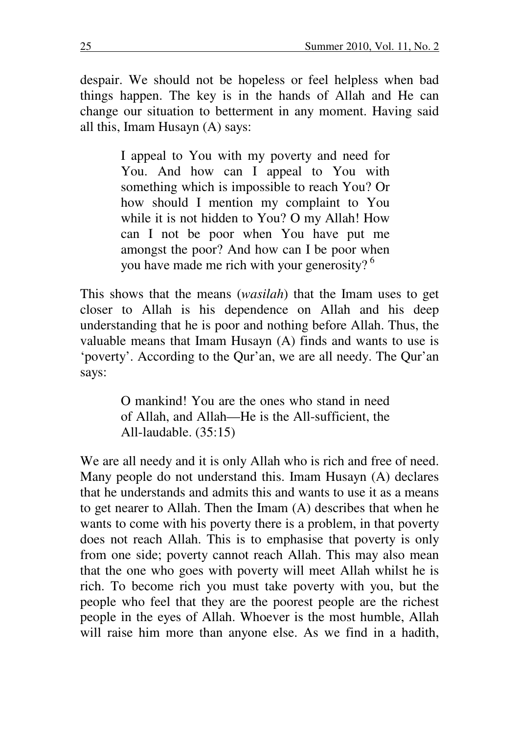despair. We should not be hopeless or feel helpless when bad things happen. The key is in the hands of Allah and He can change our situation to betterment in any moment. Having said all this, Imam Husayn (A) says:

> I appeal to You with my poverty and need for You. And how can I appeal to You with something which is impossible to reach You? Or how should I mention my complaint to You while it is not hidden to You? O my Allah! How can I not be poor when You have put me amongst the poor? And how can I be poor when you have made me rich with your generosity? [6]

This shows that the means (*wasilah*) that the Imam uses to get closer to Allah is his dependence on Allah and his deep understanding that he is poor and nothing before Allah. Thus, the valuable means that Imam Husayn (A) finds and wants to use is 'poverty'. According to the Qur'an, we are all needy. The Qur'an says:

> O mankind! You are the ones who stand in need of Allah, and Allah—He is the All-sufficient, the All-laudable. (35:15)

We are all needy and it is only Allah who is rich and free of need. Many people do not understand this. Imam Husayn (A) declares that he understands and admits this and wants to use it as a means to get nearer to Allah. Then the Imam (A) describes that when he wants to come with his poverty there is a problem, in that poverty does not reach Allah. This is to emphasise that poverty is only from one side; poverty cannot reach Allah. This may also mean that the one who goes with poverty will meet Allah whilst he is rich. To become rich you must take poverty with you, but the people who feel that they are the poorest people are the richest people in the eyes of Allah. Whoever is the most humble, Allah will raise him more than anyone else. As we find in a hadith,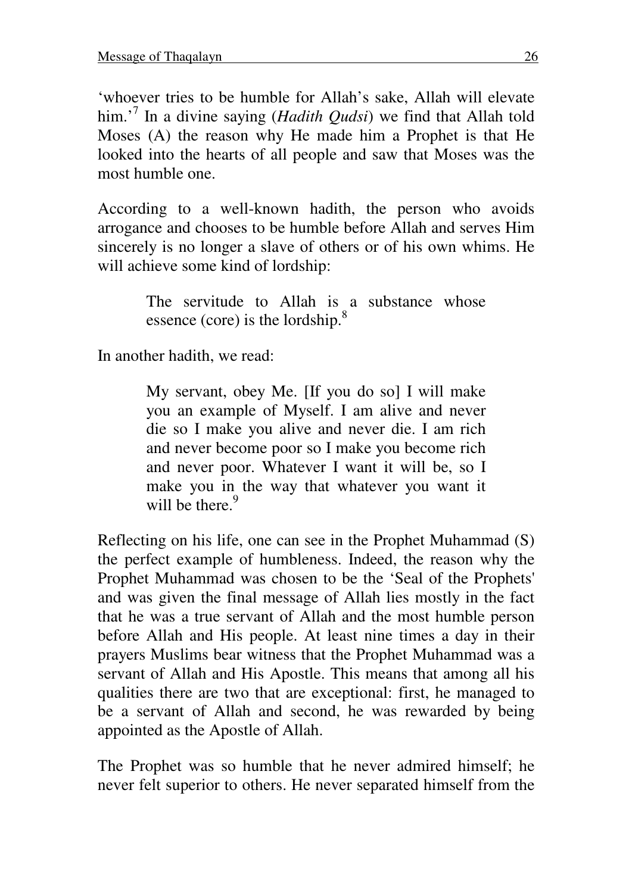'whoever tries to be humble for Allah's sake, Allah will elevate him.'[7] In a divine saying (*Hadith Qudsi*) we find that Allah told Moses (A) the reason why He made him a Prophet is that He looked into the hearts of all people and saw that Moses was the most humble one.

According to a well-known hadith, the person who avoids arrogance and chooses to be humble before Allah and serves Him sincerely is no longer a slave of others or of his own whims. He will achieve some kind of lordship:

> The servitude to Allah is a substance whose essence (core) is the lordship.[8]

In another hadith, we read:

> My servant, obey Me. [If you do so] I will make you an example of Myself. I am alive and never die so I make you alive and never die. I am rich and never become poor so I make you become rich and never poor. Whatever I want it will be, so I make you in the way that whatever you want it will be there.[9]

Reflecting on his life, one can see in the Prophet Muhammad (S) the perfect example of humbleness. Indeed, the reason why the Prophet Muhammad was chosen to be the 'Seal of the Prophets' and was given the final message of Allah lies mostly in the fact that he was a true servant of Allah and the most humble person before Allah and His people. At least nine times a day in their prayers Muslims bear witness that the Prophet Muhammad was a servant of Allah and His Apostle. This means that among all his qualities there are two that are exceptional: first, he managed to be a servant of Allah and second, he was rewarded by being appointed as the Apostle of Allah.

The Prophet was so humble that he never admired himself; he never felt superior to others. He never separated himself from the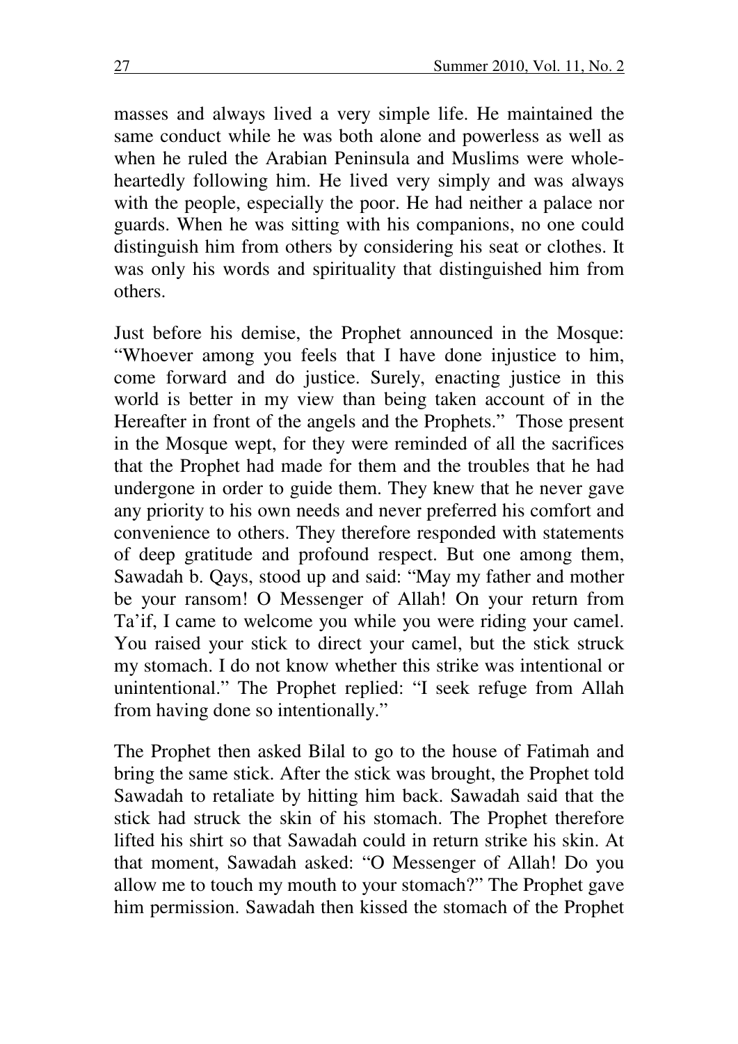masses and always lived a very simple life. He maintained the same conduct while he was both alone and powerless as well as when he ruled the Arabian Peninsula and Muslims were whole-heartedly following him. He lived very simply and was always with the people, especially the poor. He had neither a palace nor guards. When he was sitting with his companions, no one could distinguish him from others by considering his seat or clothes. It was only his words and spirituality that distinguished him from others.

Just before his demise, the Prophet announced in the Mosque: "Whoever among you feels that I have done injustice to him, come forward and do justice. Surely, enacting justice in this world is better in my view than being taken account of in the Hereafter in front of the angels and the Prophets." Those present in the Mosque wept, for they were reminded of all the sacrifices that the Prophet had made for them and the troubles that he had undergone in order to guide them. They knew that he never gave any priority to his own needs and never preferred his comfort and convenience to others. They therefore responded with statements of deep gratitude and profound respect. But one among them, Sawadah b. Qays, stood up and said: "May my father and mother be your ransom! O Messenger of Allah! On your return from Ta'if, I came to welcome you while you were riding your camel. You raised your stick to direct your camel, but the stick struck my stomach. I do not know whether this strike was intentional or unintentional." The Prophet replied: "I seek refuge from Allah from having done so intentionally."

The Prophet then asked Bilal to go to the house of Fatimah and bring the same stick. After the stick was brought, the Prophet told Sawadah to retaliate by hitting him back. Sawadah said that the stick had struck the skin of his stomach. The Prophet therefore lifted his shirt so that Sawadah could in return strike his skin. At that moment, Sawadah asked: "O Messenger of Allah! Do you allow me to touch my mouth to your stomach?" The Prophet gave him permission. Sawadah then kissed the stomach of the Prophet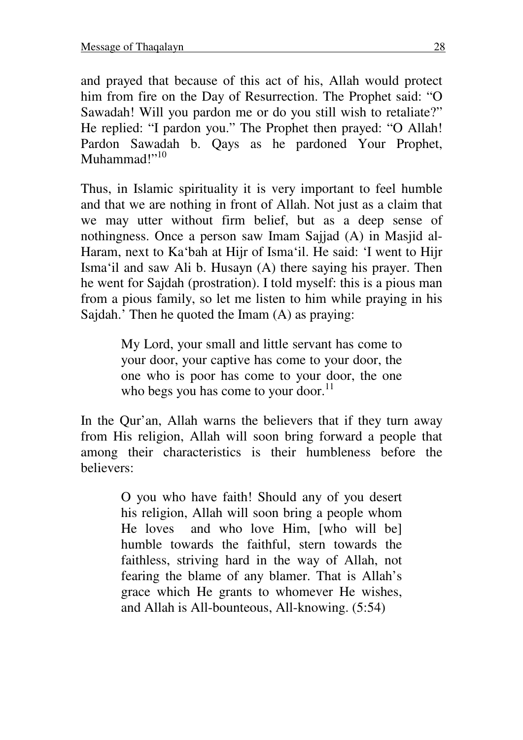and prayed that because of this act of his, Allah would protect him from fire on the Day of Resurrection. The Prophet said: "O Sawadah! Will you pardon me or do you still wish to retaliate?" He replied: "I pardon you." The Prophet then prayed: "O Allah! Pardon Sawadah b. Qays as he pardoned Your Prophet, Muhammad!"[10]

Thus, in Islamic spirituality it is very important to feel humble and that we are nothing in front of Allah. Not just as a claim that we may utter without firm belief, but as a deep sense of nothingness. Once a person saw Imam Sajjad (A) in Masjid al-Haram, next to Ka'bah at Hijr of Isma'il. He said: 'I went to Hijr Isma'il and saw Ali b. Husayn (A) there saying his prayer. Then he went for Sajdah (prostration). I told myself: this is a pious man from a pious family, so let me listen to him while praying in his Sajdah.' Then he quoted the Imam (A) as praying:

> My Lord, your small and little servant has come to your door, your captive has come to your door, the one who is poor has come to your door, the one who begs you has come to your door.[11]

In the Qur'an, Allah warns the believers that if they turn away from His religion, Allah will soon bring forward a people that among their characteristics is their humbleness before the believers:

> O you who have faith! Should any of you desert his religion, Allah will soon bring a people whom He loves and who love Him, [who will be] humble towards the faithful, stern towards the faithless, striving hard in the way of Allah, not fearing the blame of any blamer. That is Allah's grace which He grants to whomever He wishes, and Allah is All-bounteous, All-knowing. (5:54)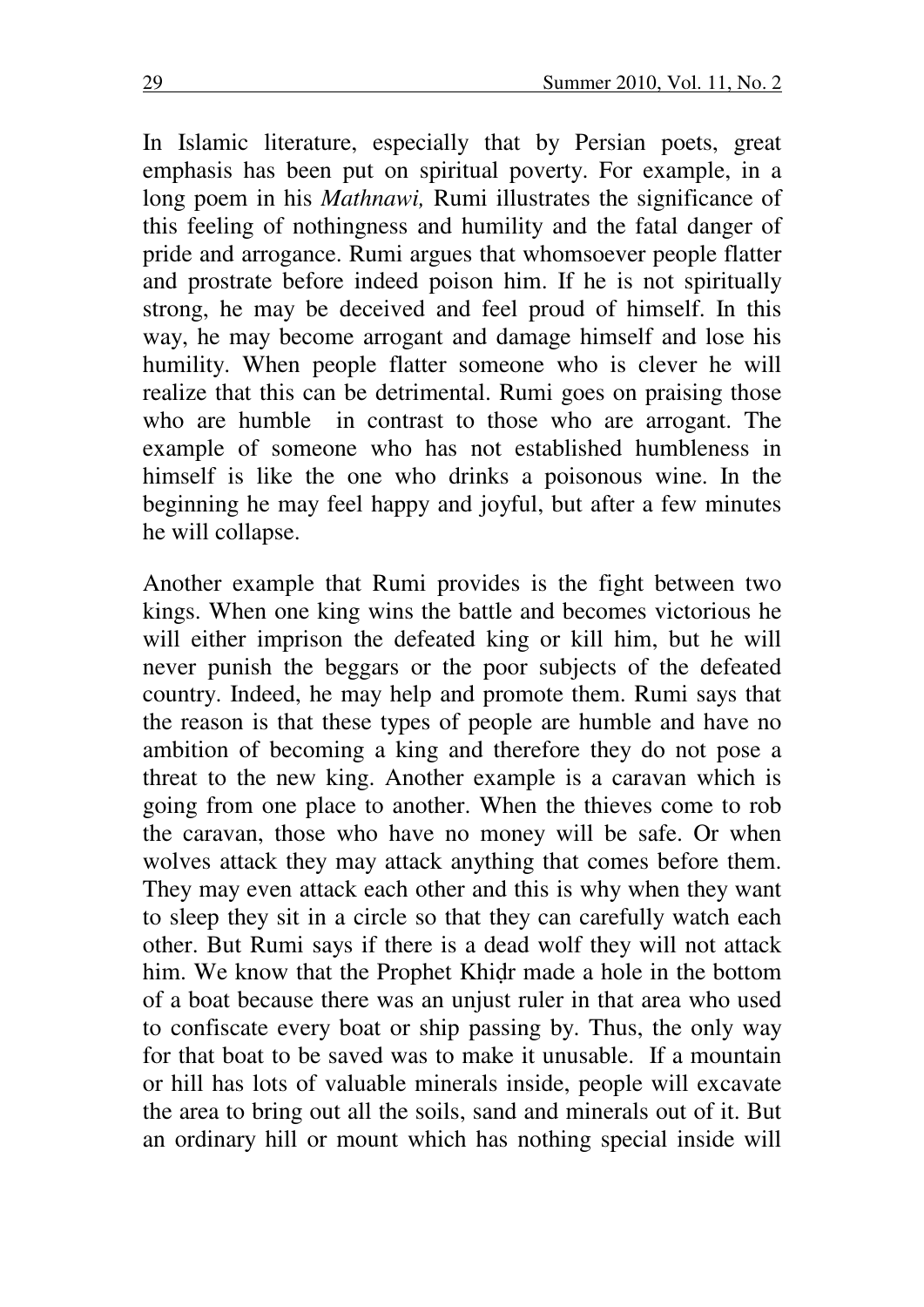In Islamic literature, especially that by Persian poets, great emphasis has been put on spiritual poverty. For example, in a long poem in his *Mathnawi,* Rumi illustrates the significance of this feeling of nothingness and humility and the fatal danger of pride and arrogance. Rumi argues that whomsoever people flatter and prostrate before indeed poison him. If he is not spiritually strong, he may be deceived and feel proud of himself. In this way, he may become arrogant and damage himself and lose his humility. When people flatter someone who is clever he will realize that this can be detrimental. Rumi goes on praising those who are humble in contrast to those who are arrogant. The example of someone who has not established humbleness in himself is like the one who drinks a poisonous wine. In the beginning he may feel happy and joyful, but after a few minutes he will collapse.

Another example that Rumi provides is the fight between two kings. When one king wins the battle and becomes victorious he will either imprison the defeated king or kill him, but he will never punish the beggars or the poor subjects of the defeated country. Indeed, he may help and promote them. Rumi says that the reason is that these types of people are humble and have no ambition of becoming a king and therefore they do not pose a threat to the new king. Another example is a caravan which is going from one place to another. When the thieves come to rob the caravan, those who have no money will be safe. Or when wolves attack they may attack anything that comes before them. They may even attack each other and this is why when they want to sleep they sit in a circle so that they can carefully watch each other. But Rumi says if there is a dead wolf they will not attack him. We know that the Prophet Khiḍr made a hole in the bottom of a boat because there was an unjust ruler in that area who used to confiscate every boat or ship passing by. Thus, the only way for that boat to be saved was to make it unusable. If a mountain or hill has lots of valuable minerals inside, people will excavate the area to bring out all the soils, sand and minerals out of it. But an ordinary hill or mount which has nothing special inside will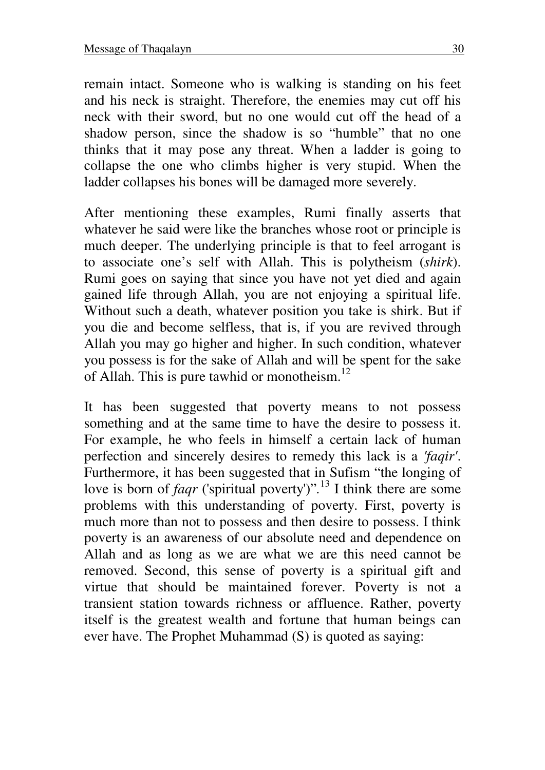remain intact. Someone who is walking is standing on his feet and his neck is straight. Therefore, the enemies may cut off his neck with their sword, but no one would cut off the head of a shadow person, since the shadow is so "humble" that no one thinks that it may pose any threat. When a ladder is going to collapse the one who climbs higher is very stupid. When the ladder collapses his bones will be damaged more severely.

After mentioning these examples, Rumi finally asserts that whatever he said were like the branches whose root or principle is much deeper. The underlying principle is that to feel arrogant is to associate one's self with Allah. This is polytheism (*shirk*). Rumi goes on saying that since you have not yet died and again gained life through Allah, you are not enjoying a spiritual life. Without such a death, whatever position you take is shirk. But if you die and become selfless, that is, if you are revived through Allah you may go higher and higher. In such condition, whatever you possess is for the sake of Allah and will be spent for the sake of Allah. This is pure tawhid or monotheism.[12]

It has been suggested that poverty means to not possess something and at the same time to have the desire to possess it. For example, he who feels in himself a certain lack of human perfection and sincerely desires to remedy this lack is a *'faqir'*. Furthermore, it has been suggested that in Sufism "the longing of love is born of *faqr* ('spiritual poverty')".[13] I think there are some problems with this understanding of poverty. First, poverty is much more than not to possess and then desire to possess. I think poverty is an awareness of our absolute need and dependence on Allah and as long as we are what we are this need cannot be removed. Second, this sense of poverty is a spiritual gift and virtue that should be maintained forever. Poverty is not a transient station towards richness or affluence. Rather, poverty itself is the greatest wealth and fortune that human beings can ever have. The Prophet Muhammad (S) is quoted as saying: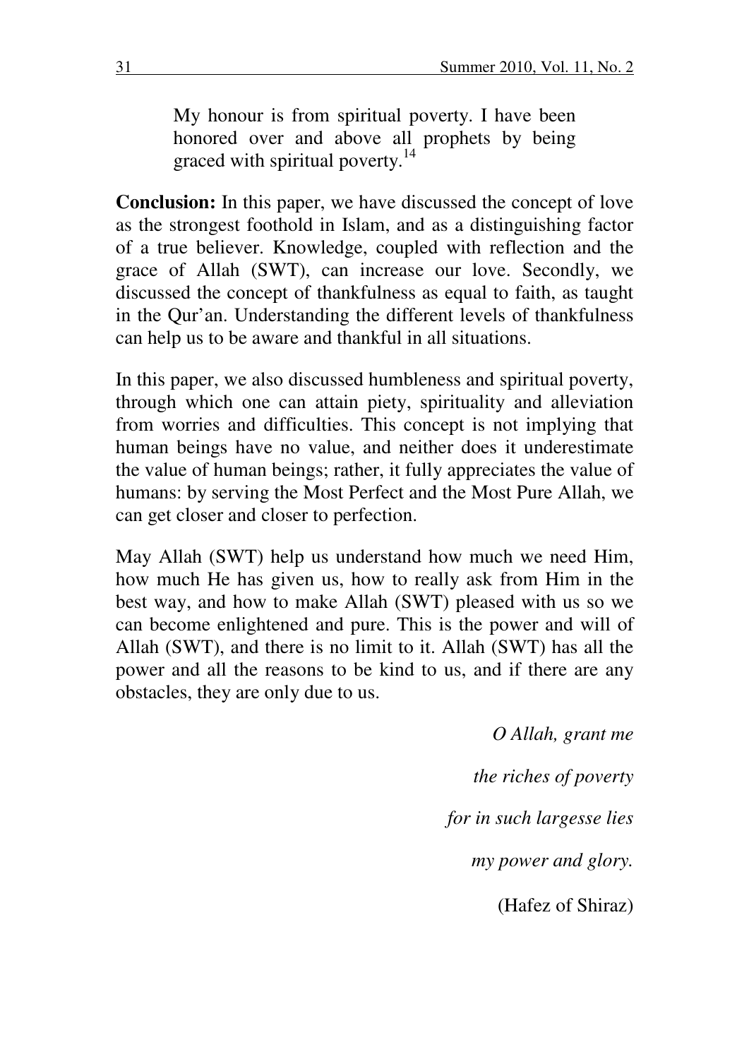> My honour is from spiritual poverty. I have been honored over and above all prophets by being graced with spiritual poverty.[14]

**Conclusion:** In this paper, we have discussed the concept of love as the strongest foothold in Islam, and as a distinguishing factor of a true believer. Knowledge, coupled with reflection and the grace of Allah (SWT), can increase our love. Secondly, we discussed the concept of thankfulness as equal to faith, as taught in the Qur'an. Understanding the different levels of thankfulness can help us to be aware and thankful in all situations.

In this paper, we also discussed humbleness and spiritual poverty, through which one can attain piety, spirituality and alleviation from worries and difficulties. This concept is not implying that human beings have no value, and neither does it underestimate the value of human beings; rather, it fully appreciates the value of humans: by serving the Most Perfect and the Most Pure Allah, we can get closer and closer to perfection.

May Allah (SWT) help us understand how much we need Him, how much He has given us, how to really ask from Him in the best way, and how to make Allah (SWT) pleased with us so we can become enlightened and pure. This is the power and will of Allah (SWT), and there is no limit to it. Allah (SWT) has all the power and all the reasons to be kind to us, and if there are any obstacles, they are only due to us.

*O Allah, grant me*

*the riches of poverty*

*for in such largesse lies*

*my power and glory.*

(Hafez of Shiraz)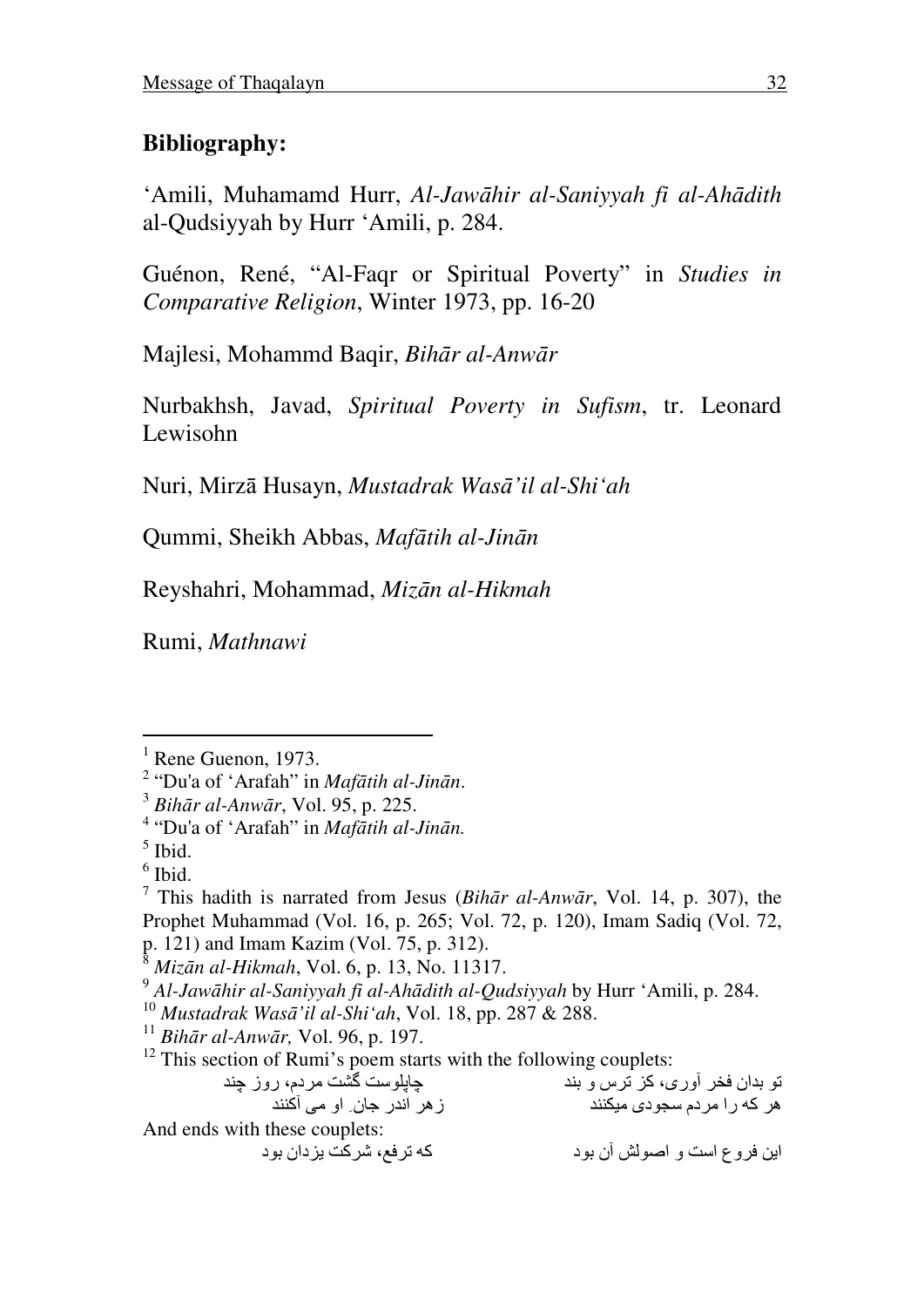**Bibliography:**

'Amili, Muhamamd Hurr, *Al-Jawāhir al-Saniyyah fi al-Ahādith* al-Qudsiyyah by Hurr 'Amili, p. 284.

Guénon, René, "Al-Faqr or Spiritual Poverty" in *Studies in Comparative Religion*, Winter 1973, pp. 16-20

Majlesi, Mohammd Baqir, *Bihār al-Anwār*

Nurbakhsh, Javad, *Spiritual Poverty in Sufism*, tr. Leonard Lewisohn

Nuri, Mirzā Husayn, *Mustadrak Wasā'il al-Shi'ah*

Qummi, Sheikh Abbas, *Mafātih al-Jinān*

Reyshahri, Mohammad, *Mizān al-Hikmah*

Rumi, *Mathnawi*

---

[1] Rene Guenon, 1973.

[2] "Du'a of 'Arafah" in *Mafātih al-Jinān*.

[3] *Bihār al-Anwār*, Vol. 95, p. 225.

[4] "Du'a of 'Arafah" in *Mafātih al-Jinān.*

[5] Ibid.

[6] Ibid.

[7] This hadith is narrated from Jesus (*Bihār al-Anwār*, Vol. 14, p. 307), the Prophet Muhammad (Vol. 16, p. 265; Vol. 72, p. 120), Imam Sadiq (Vol. 72, p. 121) and Imam Kazim (Vol. 75, p. 312).

[8] *Mizān al-Hikmah*, Vol. 6, p. 13, No. 11317.

[9] *Al-Jawāhir al-Saniyyah fi al-Ahādith al-Qudsiyyah* by Hurr 'Amili, p. 284.

[10] *Mustadrak Wasā'il al-Shi'ah*, Vol. 18, pp. 287 & 288.

[11] *Bihār al-Anwār,* Vol. 96, p. 197.

[12] This section of Rumi's poem starts with the following couplets:

تو بدان فخر آوری، کز ترس و بند     چاپلوست گشت مردم، روز چند

هر که را مردم سجودی میکنند     زهر اندر جانِ او می آکنند

And ends with these couplets:

این فروع است و اصولش آن بود     که ترفع، شرکت یزدان بود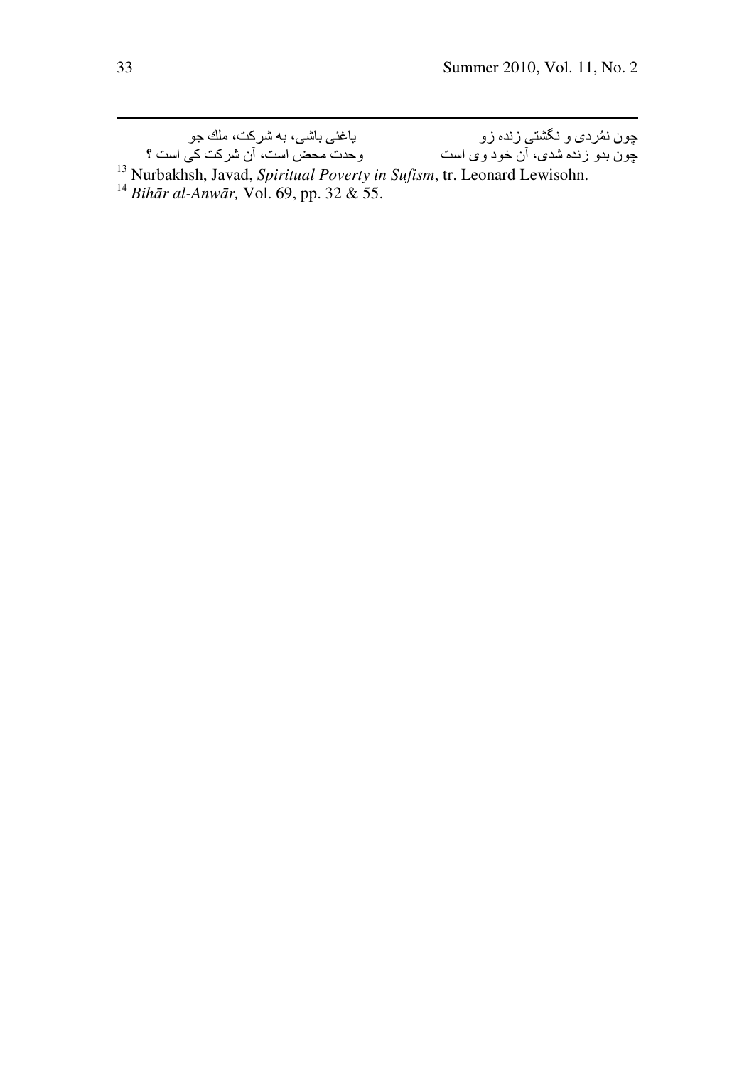چون نمُردی و نگشتی زنده زو          یاغئی باشی، به شرکت، ملك جو
چون بدو زنده شدی، آن خود وی است          وحدت محض است، آن شرکت کی است ؟

[13] Nurbakhsh, Javad, *Spiritual Poverty in Sufism*, tr. Leonard Lewisohn.

[14] *Bihār al-Anwār,* Vol. 69, pp. 32 & 55.